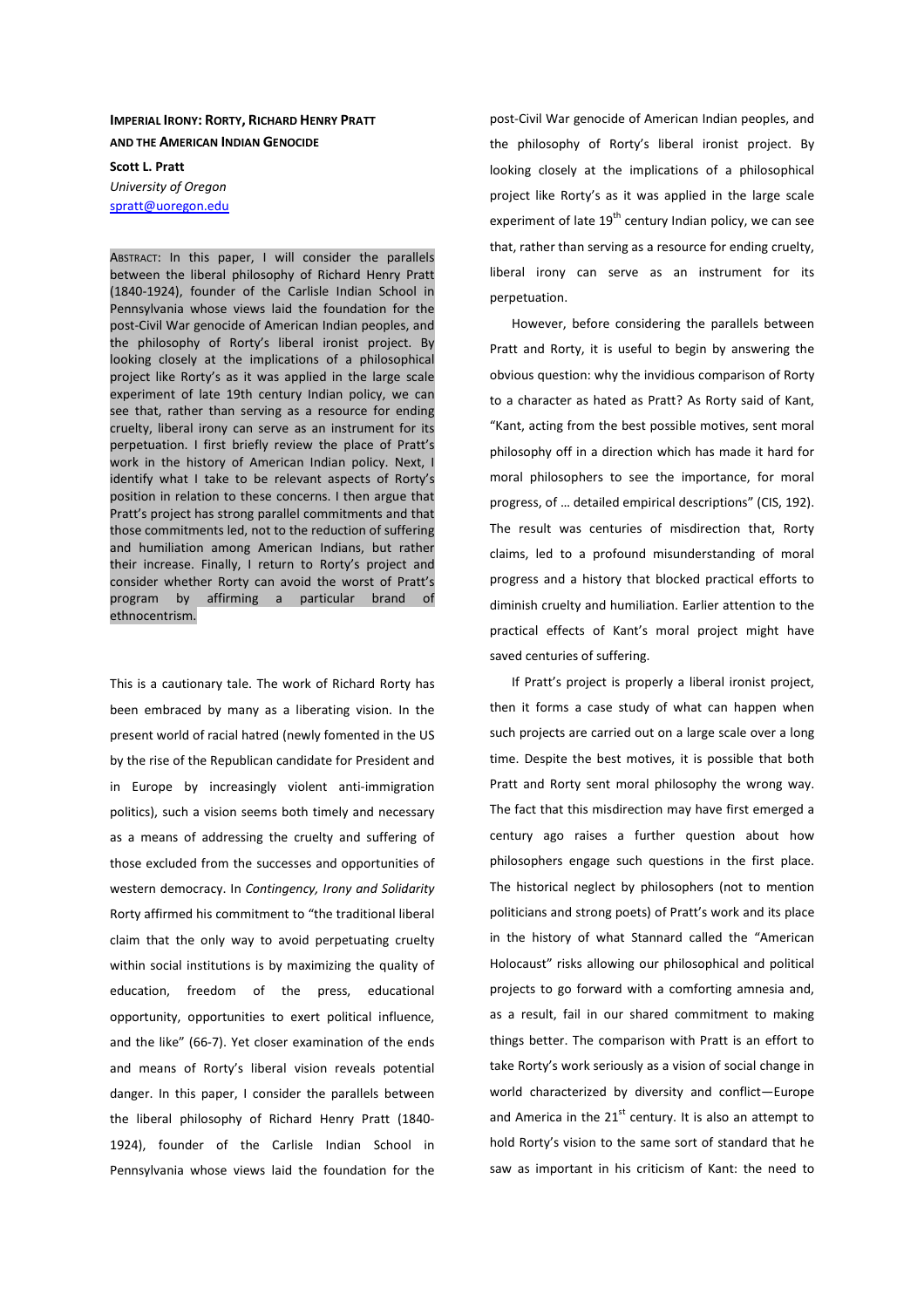# Imperial Irony: Rorty, Richard Henry Pratt and the American Indian Genocide

**Scott L. Pratt**
*University of Oregon*
spratt@uoregon.edu

Abstract: In this paper, I will consider the parallels between the liberal philosophy of Richard Henry Pratt (1840-1924), founder of the Carlisle Indian School in Pennsylvania whose views laid the foundation for the post-Civil War genocide of American Indian peoples, and the philosophy of Rorty's liberal ironist project. By looking closely at the implications of a philosophical project like Rorty's as it was applied in the large scale experiment of late 19th century Indian policy, we can see that, rather than serving as a resource for ending cruelty, liberal irony can serve as an instrument for its perpetuation. I first briefly review the place of Pratt's work in the history of American Indian policy. Next, I identify what I take to be relevant aspects of Rorty's position in relation to these concerns. I then argue that Pratt's project has strong parallel commitments and that those commitments led, not to the reduction of suffering and humiliation among American Indians, but rather their increase. Finally, I return to Rorty's project and consider whether Rorty can avoid the worst of Pratt's program by affirming a particular brand of ethnocentrism.

This is a cautionary tale. The work of Richard Rorty has been embraced by many as a liberating vision. In the present world of racial hatred (newly fomented in the US by the rise of the Republican candidate for President and in Europe by increasingly violent anti-immigration politics), such a vision seems both timely and necessary as a means of addressing the cruelty and suffering of those excluded from the successes and opportunities of western democracy. In *Contingency, Irony and Solidarity* Rorty affirmed his commitment to "the traditional liberal claim that the only way to avoid perpetuating cruelty within social institutions is by maximizing the quality of education, freedom of the press, educational opportunity, opportunities to exert political influence, and the like" (66-7). Yet closer examination of the ends and means of Rorty's liberal vision reveals potential danger. In this paper, I consider the parallels between the liberal philosophy of Richard Henry Pratt (1840-1924), founder of the Carlisle Indian School in Pennsylvania whose views laid the foundation for the post-Civil War genocide of American Indian peoples, and the philosophy of Rorty's liberal ironist project. By looking closely at the implications of a philosophical project like Rorty's as it was applied in the large scale experiment of late 19th century Indian policy, we can see that, rather than serving as a resource for ending cruelty, liberal irony can serve as an instrument for its perpetuation.

However, before considering the parallels between Pratt and Rorty, it is useful to begin by answering the obvious question: why the invidious comparison of Rorty to a character as hated as Pratt? As Rorty said of Kant, "Kant, acting from the best possible motives, sent moral philosophy off in a direction which has made it hard for moral philosophers to see the importance, for moral progress, of … detailed empirical descriptions" (CIS, 192). The result was centuries of misdirection that, Rorty claims, led to a profound misunderstanding of moral progress and a history that blocked practical efforts to diminish cruelty and humiliation. Earlier attention to the practical effects of Kant's moral project might have saved centuries of suffering.

If Pratt's project is properly a liberal ironist project, then it forms a case study of what can happen when such projects are carried out on a large scale over a long time. Despite the best motives, it is possible that both Pratt and Rorty sent moral philosophy the wrong way. The fact that this misdirection may have first emerged a century ago raises a further question about how philosophers engage such questions in the first place. The historical neglect by philosophers (not to mention politicians and strong poets) of Pratt's work and its place in the history of what Stannard called the "American Holocaust" risks allowing our philosophical and political projects to go forward with a comforting amnesia and, as a result, fail in our shared commitment to making things better. The comparison with Pratt is an effort to take Rorty's work seriously as a vision of social change in world characterized by diversity and conflict—Europe and America in the 21st century. It is also an attempt to hold Rorty's vision to the same sort of standard that he saw as important in his criticism of Kant: the need to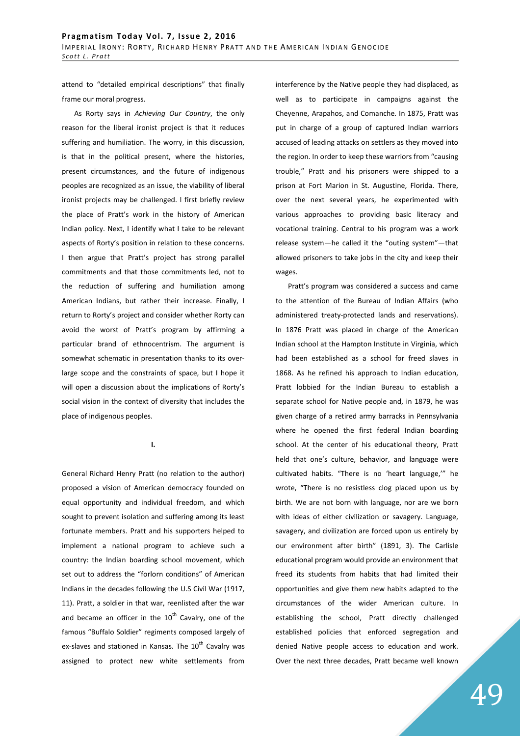attend to "detailed empirical descriptions" that finally frame our moral progress.

As Rorty says in *Achieving Our Country*, the only reason for the liberal ironist project is that it reduces suffering and humiliation. The worry, in this discussion, is that in the political present, where the histories, present circumstances, and the future of indigenous peoples are recognized as an issue, the viability of liberal ironist projects may be challenged. I first briefly review the place of Pratt's work in the history of American Indian policy. Next, I identify what I take to be relevant aspects of Rorty's position in relation to these concerns. I then argue that Pratt's project has strong parallel commitments and that those commitments led, not to the reduction of suffering and humiliation among American Indians, but rather their increase. Finally, I return to Rorty's project and consider whether Rorty can avoid the worst of Pratt's program by affirming a particular brand of ethnocentrism. The argument is somewhat schematic in presentation thanks to its over-large scope and the constraints of space, but I hope it will open a discussion about the implications of Rorty's social vision in the context of diversity that includes the place of indigenous peoples.

## I.

General Richard Henry Pratt (no relation to the author) proposed a vision of American democracy founded on equal opportunity and individual freedom, and which sought to prevent isolation and suffering among its least fortunate members. Pratt and his supporters helped to implement a national program to achieve such a country: the Indian boarding school movement, which set out to address the "forlorn conditions" of American Indians in the decades following the U.S Civil War (1917, 11). Pratt, a soldier in that war, reenlisted after the war and became an officer in the 10th Cavalry, one of the famous "Buffalo Soldier" regiments composed largely of ex-slaves and stationed in Kansas. The 10th Cavalry was assigned to protect new white settlements from interference by the Native people they had displaced, as well as to participate in campaigns against the Cheyenne, Arapahos, and Comanche. In 1875, Pratt was put in charge of a group of captured Indian warriors accused of leading attacks on settlers as they moved into the region. In order to keep these warriors from "causing trouble," Pratt and his prisoners were shipped to a prison at Fort Marion in St. Augustine, Florida. There, over the next several years, he experimented with various approaches to providing basic literacy and vocational training. Central to his program was a work release system—he called it the "outing system"—that allowed prisoners to take jobs in the city and keep their wages.

Pratt's program was considered a success and came to the attention of the Bureau of Indian Affairs (who administered treaty-protected lands and reservations). In 1876 Pratt was placed in charge of the American Indian school at the Hampton Institute in Virginia, which had been established as a school for freed slaves in 1868. As he refined his approach to Indian education, Pratt lobbied for the Indian Bureau to establish a separate school for Native people and, in 1879, he was given charge of a retired army barracks in Pennsylvania where he opened the first federal Indian boarding school. At the center of his educational theory, Pratt held that one's culture, behavior, and language were cultivated habits. "There is no 'heart language,'" he wrote, "There is no resistless clog placed upon us by birth. We are not born with language, nor are we born with ideas of either civilization or savagery. Language, savagery, and civilization are forced upon us entirely by our environment after birth" (1891, 3). The Carlisle educational program would provide an environment that freed its students from habits that had limited their opportunities and give them new habits adapted to the circumstances of the wider American culture. In establishing the school, Pratt directly challenged established policies that enforced segregation and denied Native people access to education and work. Over the next three decades, Pratt became well known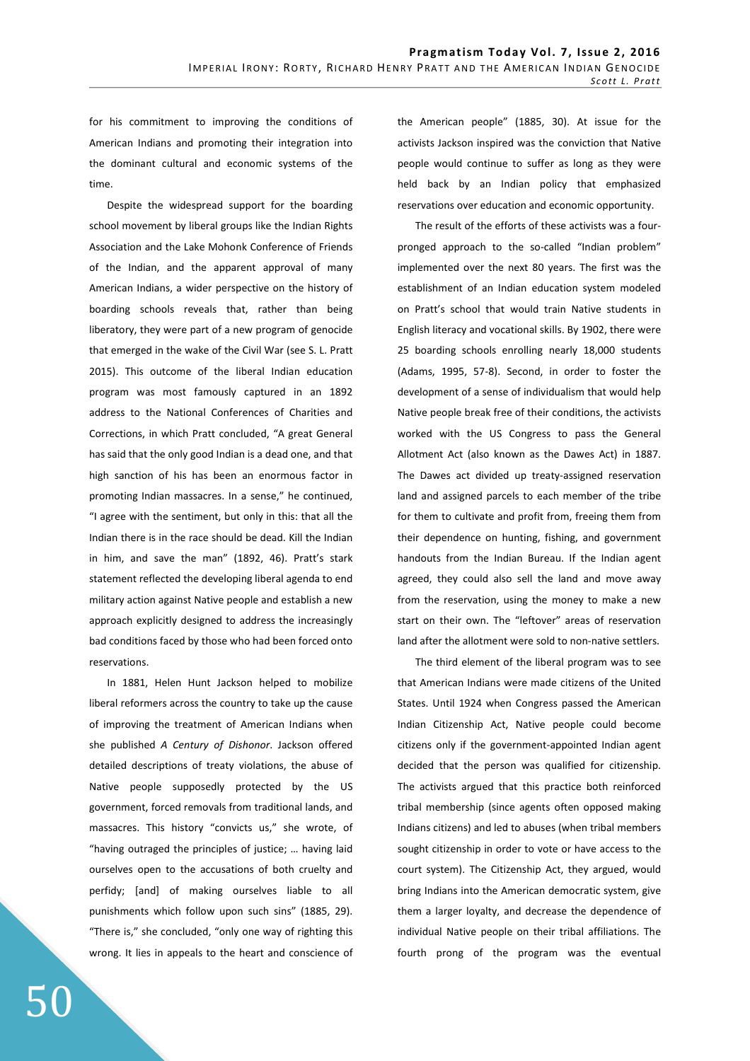for his commitment to improving the conditions of American Indians and promoting their integration into the dominant cultural and economic systems of the time.

Despite the widespread support for the boarding school movement by liberal groups like the Indian Rights Association and the Lake Mohonk Conference of Friends of the Indian, and the apparent approval of many American Indians, a wider perspective on the history of boarding schools reveals that, rather than being liberatory, they were part of a new program of genocide that emerged in the wake of the Civil War (see S. L. Pratt 2015). This outcome of the liberal Indian education program was most famously captured in an 1892 address to the National Conferences of Charities and Corrections, in which Pratt concluded, "A great General has said that the only good Indian is a dead one, and that high sanction of his has been an enormous factor in promoting Indian massacres. In a sense," he continued, "I agree with the sentiment, but only in this: that all the Indian there is in the race should be dead. Kill the Indian in him, and save the man" (1892, 46). Pratt's stark statement reflected the developing liberal agenda to end military action against Native people and establish a new approach explicitly designed to address the increasingly bad conditions faced by those who had been forced onto reservations.

In 1881, Helen Hunt Jackson helped to mobilize liberal reformers across the country to take up the cause of improving the treatment of American Indians when she published *A Century of Dishonor*. Jackson offered detailed descriptions of treaty violations, the abuse of Native people supposedly protected by the US government, forced removals from traditional lands, and massacres. This history "convicts us," she wrote, of "having outraged the principles of justice; … having laid ourselves open to the accusations of both cruelty and perfidy; [and] of making ourselves liable to all punishments which follow upon such sins" (1885, 29). "There is," she concluded, "only one way of righting this wrong. It lies in appeals to the heart and conscience of the American people" (1885, 30). At issue for the activists Jackson inspired was the conviction that Native people would continue to suffer as long as they were held back by an Indian policy that emphasized reservations over education and economic opportunity.

The result of the efforts of these activists was a four-pronged approach to the so-called "Indian problem" implemented over the next 80 years. The first was the establishment of an Indian education system modeled on Pratt's school that would train Native students in English literacy and vocational skills. By 1902, there were 25 boarding schools enrolling nearly 18,000 students (Adams, 1995, 57-8). Second, in order to foster the development of a sense of individualism that would help Native people break free of their conditions, the activists worked with the US Congress to pass the General Allotment Act (also known as the Dawes Act) in 1887. The Dawes act divided up treaty-assigned reservation land and assigned parcels to each member of the tribe for them to cultivate and profit from, freeing them from their dependence on hunting, fishing, and government handouts from the Indian Bureau. If the Indian agent agreed, they could also sell the land and move away from the reservation, using the money to make a new start on their own. The "leftover" areas of reservation land after the allotment were sold to non-native settlers.

The third element of the liberal program was to see that American Indians were made citizens of the United States. Until 1924 when Congress passed the American Indian Citizenship Act, Native people could become citizens only if the government-appointed Indian agent decided that the person was qualified for citizenship. The activists argued that this practice both reinforced tribal membership (since agents often opposed making Indians citizens) and led to abuses (when tribal members sought citizenship in order to vote or have access to the court system). The Citizenship Act, they argued, would bring Indians into the American democratic system, give them a larger loyalty, and decrease the dependence of individual Native people on their tribal affiliations. The fourth prong of the program was the eventual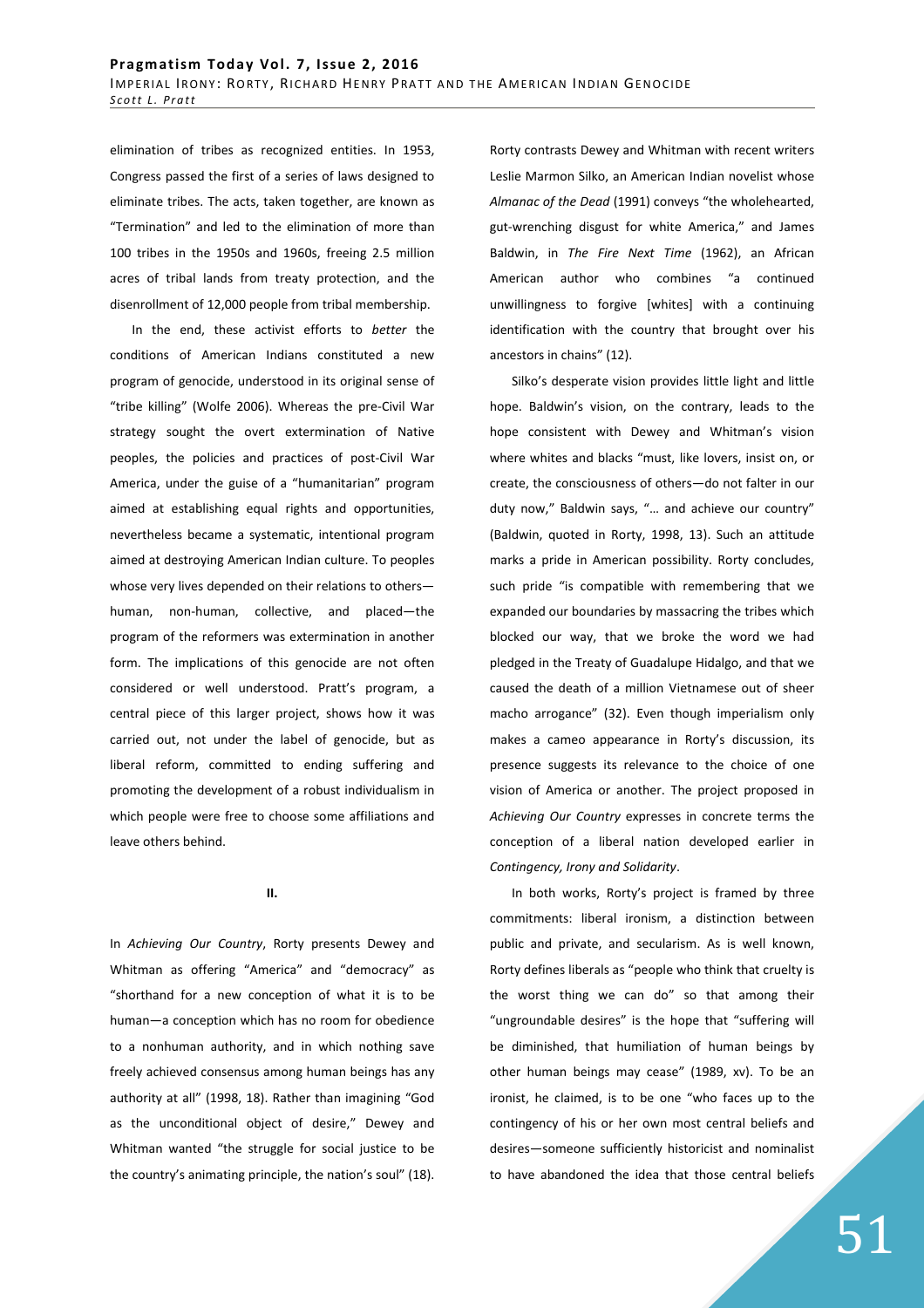elimination of tribes as recognized entities. In 1953, Congress passed the first of a series of laws designed to eliminate tribes. The acts, taken together, are known as "Termination" and led to the elimination of more than 100 tribes in the 1950s and 1960s, freeing 2.5 million acres of tribal lands from treaty protection, and the disenrollment of 12,000 people from tribal membership.

In the end, these activist efforts to *better* the conditions of American Indians constituted a new program of genocide, understood in its original sense of "tribe killing" (Wolfe 2006). Whereas the pre-Civil War strategy sought the overt extermination of Native peoples, the policies and practices of post-Civil War America, under the guise of a "humanitarian" program aimed at establishing equal rights and opportunities, nevertheless became a systematic, intentional program aimed at destroying American Indian culture. To peoples whose very lives depended on their relations to others—human, non-human, collective, and placed—the program of the reformers was extermination in another form. The implications of this genocide are not often considered or well understood. Pratt's program, a central piece of this larger project, shows how it was carried out, not under the label of genocide, but as liberal reform, committed to ending suffering and promoting the development of a robust individualism in which people were free to choose some affiliations and leave others behind.

## II.

In *Achieving Our Country*, Rorty presents Dewey and Whitman as offering "America" and "democracy" as "shorthand for a new conception of what it is to be human—a conception which has no room for obedience to a nonhuman authority, and in which nothing save freely achieved consensus among human beings has any authority at all" (1998, 18). Rather than imagining "God as the unconditional object of desire," Dewey and Whitman wanted "the struggle for social justice to be the country's animating principle, the nation's soul" (18). Rorty contrasts Dewey and Whitman with recent writers Leslie Marmon Silko, an American Indian novelist whose *Almanac of the Dead* (1991) conveys "the wholehearted, gut-wrenching disgust for white America," and James Baldwin, in *The Fire Next Time* (1962), an African American author who combines "a continued unwillingness to forgive [whites] with a continuing identification with the country that brought over his ancestors in chains" (12).

Silko's desperate vision provides little light and little hope. Baldwin's vision, on the contrary, leads to the hope consistent with Dewey and Whitman's vision where whites and blacks "must, like lovers, insist on, or create, the consciousness of others—do not falter in our duty now," Baldwin says, "… and achieve our country" (Baldwin, quoted in Rorty, 1998, 13). Such an attitude marks a pride in American possibility. Rorty concludes, such pride "is compatible with remembering that we expanded our boundaries by massacring the tribes which blocked our way, that we broke the word we had pledged in the Treaty of Guadalupe Hidalgo, and that we caused the death of a million Vietnamese out of sheer macho arrogance" (32). Even though imperialism only makes a cameo appearance in Rorty's discussion, its presence suggests its relevance to the choice of one vision of America or another. The project proposed in *Achieving Our Country* expresses in concrete terms the conception of a liberal nation developed earlier in *Contingency, Irony and Solidarity*.

In both works, Rorty's project is framed by three commitments: liberal ironism, a distinction between public and private, and secularism. As is well known, Rorty defines liberals as "people who think that cruelty is the worst thing we can do" so that among their "ungroundable desires" is the hope that "suffering will be diminished, that humiliation of human beings by other human beings may cease" (1989, xv). To be an ironist, he claimed, is to be one "who faces up to the contingency of his or her own most central beliefs and desires—someone sufficiently historicist and nominalist to have abandoned the idea that those central beliefs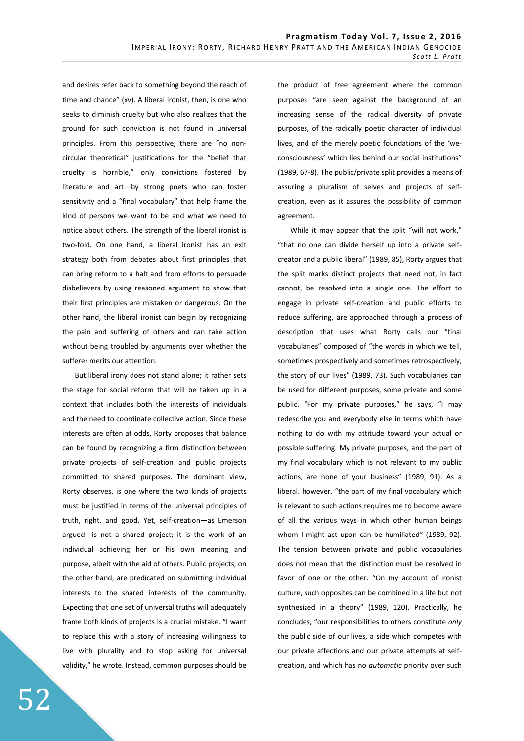and desires refer back to something beyond the reach of time and chance" (xv). A liberal ironist, then, is one who seeks to diminish cruelty but who also realizes that the ground for such conviction is not found in universal principles. From this perspective, there are "no non-circular theoretical" justifications for the "belief that cruelty is horrible," only convictions fostered by literature and art—by strong poets who can foster sensitivity and a "final vocabulary" that help frame the kind of persons we want to be and what we need to notice about others. The strength of the liberal ironist is two-fold. On one hand, a liberal ironist has an exit strategy both from debates about first principles that can bring reform to a halt and from efforts to persuade disbelievers by using reasoned argument to show that their first principles are mistaken or dangerous. On the other hand, the liberal ironist can begin by recognizing the pain and suffering of others and can take action without being troubled by arguments over whether the sufferer merits our attention.

But liberal irony does not stand alone; it rather sets the stage for social reform that will be taken up in a context that includes both the interests of individuals and the need to coordinate collective action. Since these interests are often at odds, Rorty proposes that balance can be found by recognizing a firm distinction between private projects of self-creation and public projects committed to shared purposes. The dominant view, Rorty observes, is one where the two kinds of projects must be justified in terms of the universal principles of truth, right, and good. Yet, self-creation—as Emerson argued—is not a shared project; it is the work of an individual achieving her or his own meaning and purpose, albeit with the aid of others. Public projects, on the other hand, are predicated on submitting individual interests to the shared interests of the community. Expecting that one set of universal truths will adequately frame both kinds of projects is a crucial mistake. "I want to replace this with a story of increasing willingness to live with plurality and to stop asking for universal validity," he wrote. Instead, common purposes should be the product of free agreement where the common purposes "are seen against the background of an increasing sense of the radical diversity of private purposes, of the radically poetic character of individual lives, and of the merely poetic foundations of the 'we-consciousness' which lies behind our social institutions" (1989, 67-8). The public/private split provides a means of assuring a pluralism of selves and projects of self-creation, even as it assures the possibility of common agreement.

While it may appear that the split "will not work," "that no one can divide herself up into a private self-creator and a public liberal" (1989, 85), Rorty argues that the split marks distinct projects that need not, in fact cannot, be resolved into a single one. The effort to engage in private self-creation and public efforts to reduce suffering, are approached through a process of description that uses what Rorty calls our "final vocabularies" composed of "the words in which we tell, sometimes prospectively and sometimes retrospectively, the story of our lives" (1989, 73). Such vocabularies can be used for different purposes, some private and some public. "For my private purposes," he says, "I may redescribe you and everybody else in terms which have nothing to do with my attitude toward your actual or possible suffering. My private purposes, and the part of my final vocabulary which is not relevant to my public actions, are none of your business" (1989, 91). As a liberal, however, "the part of my final vocabulary which is relevant to such actions requires me to become aware of all the various ways in which other human beings whom I might act upon can be humiliated" (1989, 92). The tension between private and public vocabularies does not mean that the distinction must be resolved in favor of one or the other. "On my account of ironist culture, such opposites can be combined in a life but not synthesized in a theory" (1989, 120). Practically, he concludes, "our responsibilities to others constitute *only* the public side of our lives, a side which competes with our private affections and our private attempts at self-creation, and which has no *automatic* priority over such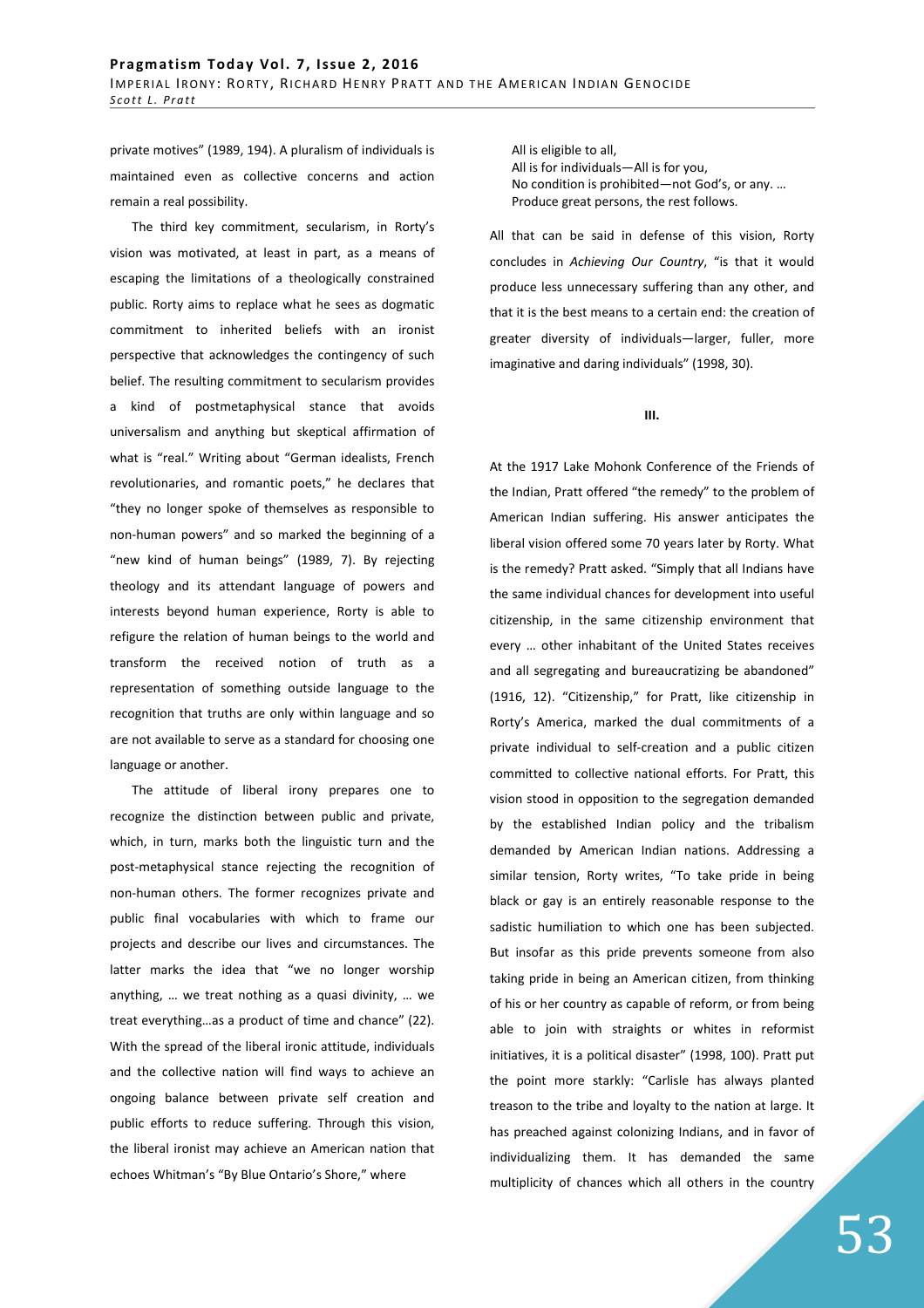private motives" (1989, 194). A pluralism of individuals is maintained even as collective concerns and action remain a real possibility.

The third key commitment, secularism, in Rorty's vision was motivated, at least in part, as a means of escaping the limitations of a theologically constrained public. Rorty aims to replace what he sees as dogmatic commitment to inherited beliefs with an ironist perspective that acknowledges the contingency of such belief. The resulting commitment to secularism provides a kind of postmetaphysical stance that avoids universalism and anything but skeptical affirmation of what is "real." Writing about "German idealists, French revolutionaries, and romantic poets," he declares that "they no longer spoke of themselves as responsible to non-human powers" and so marked the beginning of a "new kind of human beings" (1989, 7). By rejecting theology and its attendant language of powers and interests beyond human experience, Rorty is able to refigure the relation of human beings to the world and transform the received notion of truth as a representation of something outside language to the recognition that truths are only within language and so are not available to serve as a standard for choosing one language or another.

The attitude of liberal irony prepares one to recognize the distinction between public and private, which, in turn, marks both the linguistic turn and the post-metaphysical stance rejecting the recognition of non-human others. The former recognizes private and public final vocabularies with which to frame our projects and describe our lives and circumstances. The latter marks the idea that "we no longer worship anything, … we treat nothing as a quasi divinity, … we treat everything…as a product of time and chance" (22). With the spread of the liberal ironic attitude, individuals and the collective nation will find ways to achieve an ongoing balance between private self creation and public efforts to reduce suffering. Through this vision, the liberal ironist may achieve an American nation that echoes Whitman's "By Blue Ontario's Shore," where

> All is eligible to all,
> All is for individuals—All is for you,
> No condition is prohibited—not God's, or any. …
> Produce great persons, the rest follows.

All that can be said in defense of this vision, Rorty concludes in *Achieving Our Country*, "is that it would produce less unnecessary suffering than any other, and that it is the best means to a certain end: the creation of greater diversity of individuals—larger, fuller, more imaginative and daring individuals" (1998, 30).

## III.

At the 1917 Lake Mohonk Conference of the Friends of the Indian, Pratt offered "the remedy" to the problem of American Indian suffering. His answer anticipates the liberal vision offered some 70 years later by Rorty. What is the remedy? Pratt asked. "Simply that all Indians have the same individual chances for development into useful citizenship, in the same citizenship environment that every … other inhabitant of the United States receives and all segregating and bureaucratizing be abandoned" (1916, 12). "Citizenship," for Pratt, like citizenship in Rorty's America, marked the dual commitments of a private individual to self-creation and a public citizen committed to collective national efforts. For Pratt, this vision stood in opposition to the segregation demanded by the established Indian policy and the tribalism demanded by American Indian nations. Addressing a similar tension, Rorty writes, "To take pride in being black or gay is an entirely reasonable response to the sadistic humiliation to which one has been subjected. But insofar as this pride prevents someone from also taking pride in being an American citizen, from thinking of his or her country as capable of reform, or from being able to join with straights or whites in reformist initiatives, it is a political disaster" (1998, 100). Pratt put the point more starkly: "Carlisle has always planted treason to the tribe and loyalty to the nation at large. It has preached against colonizing Indians, and in favor of individualizing them. It has demanded the same multiplicity of chances which all others in the country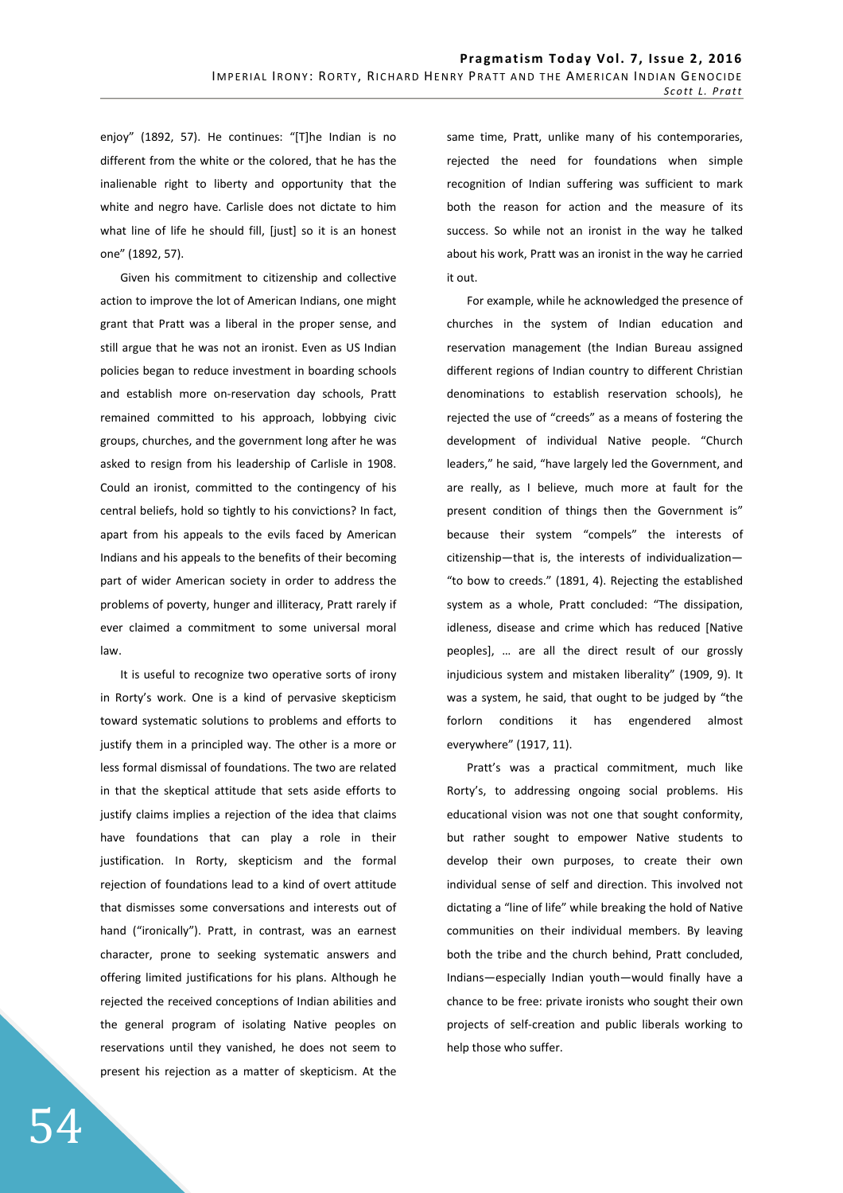enjoy" (1892, 57). He continues: "[T]he Indian is no different from the white or the colored, that he has the inalienable right to liberty and opportunity that the white and negro have. Carlisle does not dictate to him what line of life he should fill, [just] so it is an honest one" (1892, 57).

Given his commitment to citizenship and collective action to improve the lot of American Indians, one might grant that Pratt was a liberal in the proper sense, and still argue that he was not an ironist. Even as US Indian policies began to reduce investment in boarding schools and establish more on-reservation day schools, Pratt remained committed to his approach, lobbying civic groups, churches, and the government long after he was asked to resign from his leadership of Carlisle in 1908. Could an ironist, committed to the contingency of his central beliefs, hold so tightly to his convictions? In fact, apart from his appeals to the evils faced by American Indians and his appeals to the benefits of their becoming part of wider American society in order to address the problems of poverty, hunger and illiteracy, Pratt rarely if ever claimed a commitment to some universal moral law.

It is useful to recognize two operative sorts of irony in Rorty's work. One is a kind of pervasive skepticism toward systematic solutions to problems and efforts to justify them in a principled way. The other is a more or less formal dismissal of foundations. The two are related in that the skeptical attitude that sets aside efforts to justify claims implies a rejection of the idea that claims have foundations that can play a role in their justification. In Rorty, skepticism and the formal rejection of foundations lead to a kind of overt attitude that dismisses some conversations and interests out of hand ("ironically"). Pratt, in contrast, was an earnest character, prone to seeking systematic answers and offering limited justifications for his plans. Although he rejected the received conceptions of Indian abilities and the general program of isolating Native peoples on reservations until they vanished, he does not seem to present his rejection as a matter of skepticism. At the same time, Pratt, unlike many of his contemporaries, rejected the need for foundations when simple recognition of Indian suffering was sufficient to mark both the reason for action and the measure of its success. So while not an ironist in the way he talked about his work, Pratt was an ironist in the way he carried it out.

For example, while he acknowledged the presence of churches in the system of Indian education and reservation management (the Indian Bureau assigned different regions of Indian country to different Christian denominations to establish reservation schools), he rejected the use of "creeds" as a means of fostering the development of individual Native people. "Church leaders," he said, "have largely led the Government, and are really, as I believe, much more at fault for the present condition of things then the Government is" because their system "compels" the interests of citizenship—that is, the interests of individualization—"to bow to creeds." (1891, 4). Rejecting the established system as a whole, Pratt concluded: "The dissipation, idleness, disease and crime which has reduced [Native peoples], … are all the direct result of our grossly injudicious system and mistaken liberality" (1909, 9). It was a system, he said, that ought to be judged by "the forlorn conditions it has engendered almost everywhere" (1917, 11).

Pratt's was a practical commitment, much like Rorty's, to addressing ongoing social problems. His educational vision was not one that sought conformity, but rather sought to empower Native students to develop their own purposes, to create their own individual sense of self and direction. This involved not dictating a "line of life" while breaking the hold of Native communities on their individual members. By leaving both the tribe and the church behind, Pratt concluded, Indians—especially Indian youth—would finally have a chance to be free: private ironists who sought their own projects of self-creation and public liberals working to help those who suffer.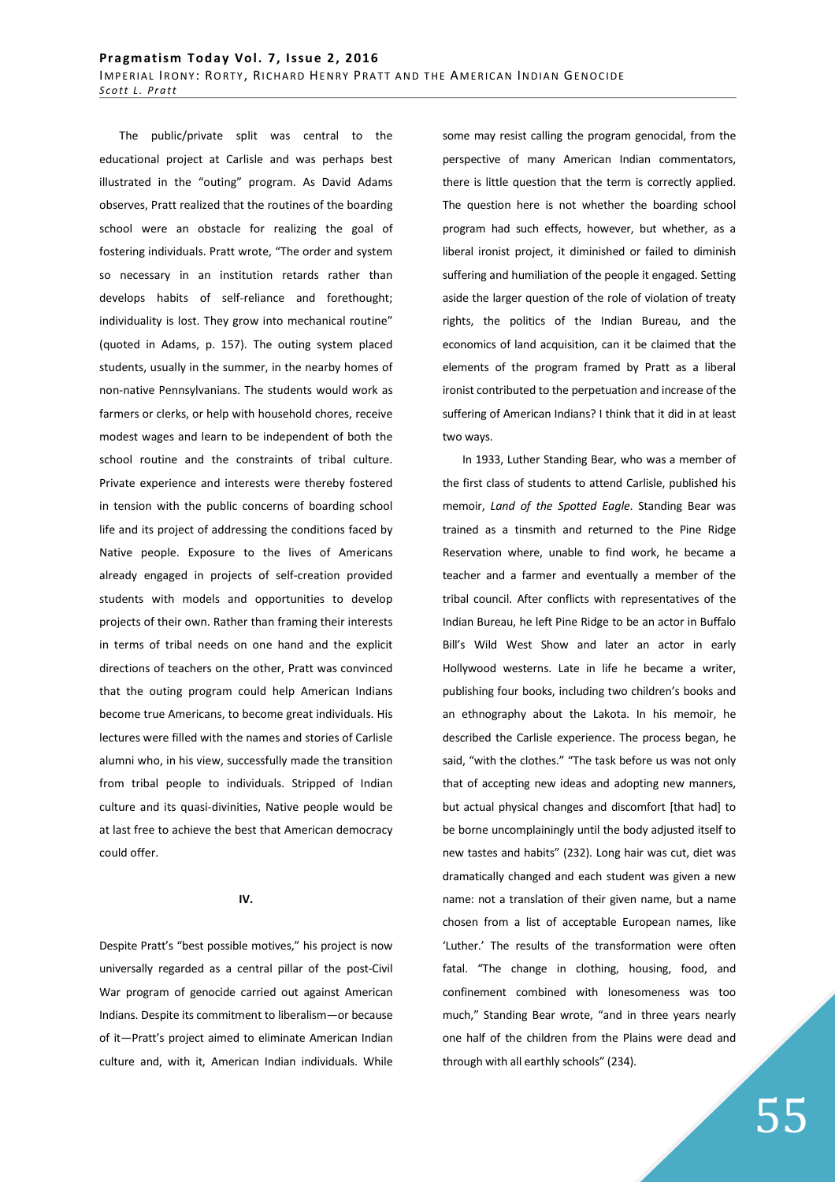The public/private split was central to the educational project at Carlisle and was perhaps best illustrated in the "outing" program. As David Adams observes, Pratt realized that the routines of the boarding school were an obstacle for realizing the goal of fostering individuals. Pratt wrote, "The order and system so necessary in an institution retards rather than develops habits of self-reliance and forethought; individuality is lost. They grow into mechanical routine" (quoted in Adams, p. 157). The outing system placed students, usually in the summer, in the nearby homes of non-native Pennsylvanians. The students would work as farmers or clerks, or help with household chores, receive modest wages and learn to be independent of both the school routine and the constraints of tribal culture. Private experience and interests were thereby fostered in tension with the public concerns of boarding school life and its project of addressing the conditions faced by Native people. Exposure to the lives of Americans already engaged in projects of self-creation provided students with models and opportunities to develop projects of their own. Rather than framing their interests in terms of tribal needs on one hand and the explicit directions of teachers on the other, Pratt was convinced that the outing program could help American Indians become true Americans, to become great individuals. His lectures were filled with the names and stories of Carlisle alumni who, in his view, successfully made the transition from tribal people to individuals. Stripped of Indian culture and its quasi-divinities, Native people would be at last free to achieve the best that American democracy could offer.

## IV.

Despite Pratt's "best possible motives," his project is now universally regarded as a central pillar of the post-Civil War program of genocide carried out against American Indians. Despite its commitment to liberalism—or because of it—Pratt's project aimed to eliminate American Indian culture and, with it, American Indian individuals. While some may resist calling the program genocidal, from the perspective of many American Indian commentators, there is little question that the term is correctly applied. The question here is not whether the boarding school program had such effects, however, but whether, as a liberal ironist project, it diminished or failed to diminish suffering and humiliation of the people it engaged. Setting aside the larger question of the role of violation of treaty rights, the politics of the Indian Bureau, and the economics of land acquisition, can it be claimed that the elements of the program framed by Pratt as a liberal ironist contributed to the perpetuation and increase of the suffering of American Indians? I think that it did in at least two ways.

In 1933, Luther Standing Bear, who was a member of the first class of students to attend Carlisle, published his memoir, *Land of the Spotted Eagle*. Standing Bear was trained as a tinsmith and returned to the Pine Ridge Reservation where, unable to find work, he became a teacher and a farmer and eventually a member of the tribal council. After conflicts with representatives of the Indian Bureau, he left Pine Ridge to be an actor in Buffalo Bill's Wild West Show and later an actor in early Hollywood westerns. Late in life he became a writer, publishing four books, including two children's books and an ethnography about the Lakota. In his memoir, he described the Carlisle experience. The process began, he said, "with the clothes." "The task before us was not only that of accepting new ideas and adopting new manners, but actual physical changes and discomfort [that had] to be borne uncomplainingly until the body adjusted itself to new tastes and habits" (232). Long hair was cut, diet was dramatically changed and each student was given a new name: not a translation of their given name, but a name chosen from a list of acceptable European names, like 'Luther.' The results of the transformation were often fatal. "The change in clothing, housing, food, and confinement combined with lonesomeness was too much," Standing Bear wrote, "and in three years nearly one half of the children from the Plains were dead and through with all earthly schools" (234).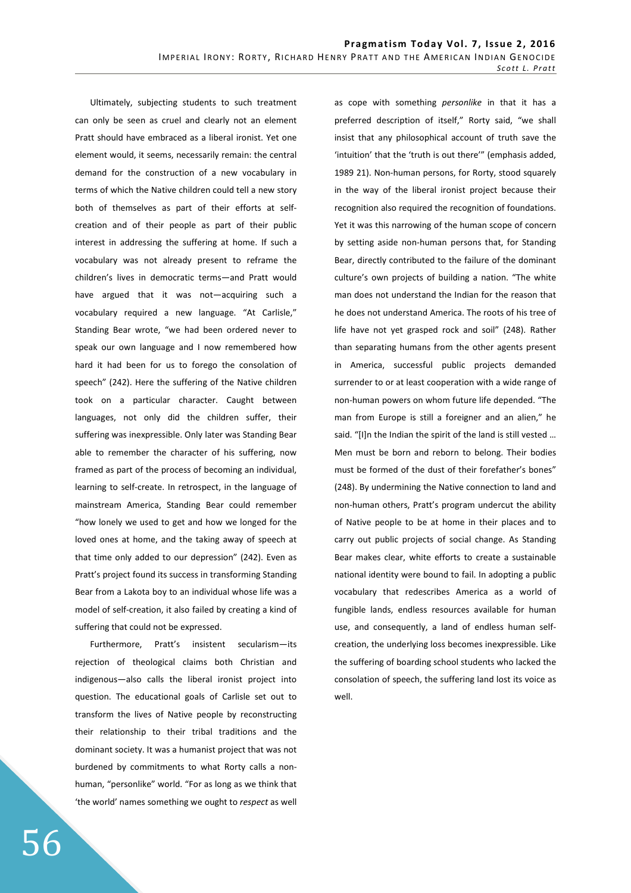Ultimately, subjecting students to such treatment can only be seen as cruel and clearly not an element Pratt should have embraced as a liberal ironist. Yet one element would, it seems, necessarily remain: the central demand for the construction of a new vocabulary in terms of which the Native children could tell a new story both of themselves as part of their efforts at self-creation and of their people as part of their public interest in addressing the suffering at home. If such a vocabulary was not already present to reframe the children's lives in democratic terms—and Pratt would have argued that it was not—acquiring such a vocabulary required a new language. "At Carlisle," Standing Bear wrote, "we had been ordered never to speak our own language and I now remembered how hard it had been for us to forego the consolation of speech" (242). Here the suffering of the Native children took on a particular character. Caught between languages, not only did the children suffer, their suffering was inexpressible. Only later was Standing Bear able to remember the character of his suffering, now framed as part of the process of becoming an individual, learning to self-create. In retrospect, in the language of mainstream America, Standing Bear could remember "how lonely we used to get and how we longed for the loved ones at home, and the taking away of speech at that time only added to our depression" (242). Even as Pratt's project found its success in transforming Standing Bear from a Lakota boy to an individual whose life was a model of self-creation, it also failed by creating a kind of suffering that could not be expressed.

Furthermore, Pratt's insistent secularism—its rejection of theological claims both Christian and indigenous—also calls the liberal ironist project into question. The educational goals of Carlisle set out to transform the lives of Native people by reconstructing their relationship to their tribal traditions and the dominant society. It was a humanist project that was not burdened by commitments to what Rorty calls a non-human, "personlike" world. "For as long as we think that 'the world' names something we ought to *respect* as well as cope with something *personlike* in that it has a preferred description of itself," Rorty said, "we shall insist that any philosophical account of truth save the 'intuition' that the 'truth is out there'" (emphasis added, 1989 21). Non-human persons, for Rorty, stood squarely in the way of the liberal ironist project because their recognition also required the recognition of foundations. Yet it was this narrowing of the human scope of concern by setting aside non-human persons that, for Standing Bear, directly contributed to the failure of the dominant culture's own projects of building a nation. "The white man does not understand the Indian for the reason that he does not understand America. The roots of his tree of life have not yet grasped rock and soil" (248). Rather than separating humans from the other agents present in America, successful public projects demanded surrender to or at least cooperation with a wide range of non-human powers on whom future life depended. "The man from Europe is still a foreigner and an alien," he said. "[I]n the Indian the spirit of the land is still vested … Men must be born and reborn to belong. Their bodies must be formed of the dust of their forefather's bones" (248). By undermining the Native connection to land and non-human others, Pratt's program undercut the ability of Native people to be at home in their places and to carry out public projects of social change. As Standing Bear makes clear, white efforts to create a sustainable national identity were bound to fail. In adopting a public vocabulary that redescribes America as a world of fungible lands, endless resources available for human use, and consequently, a land of endless human self-creation, the underlying loss becomes inexpressible. Like the suffering of boarding school students who lacked the consolation of speech, the suffering land lost its voice as well.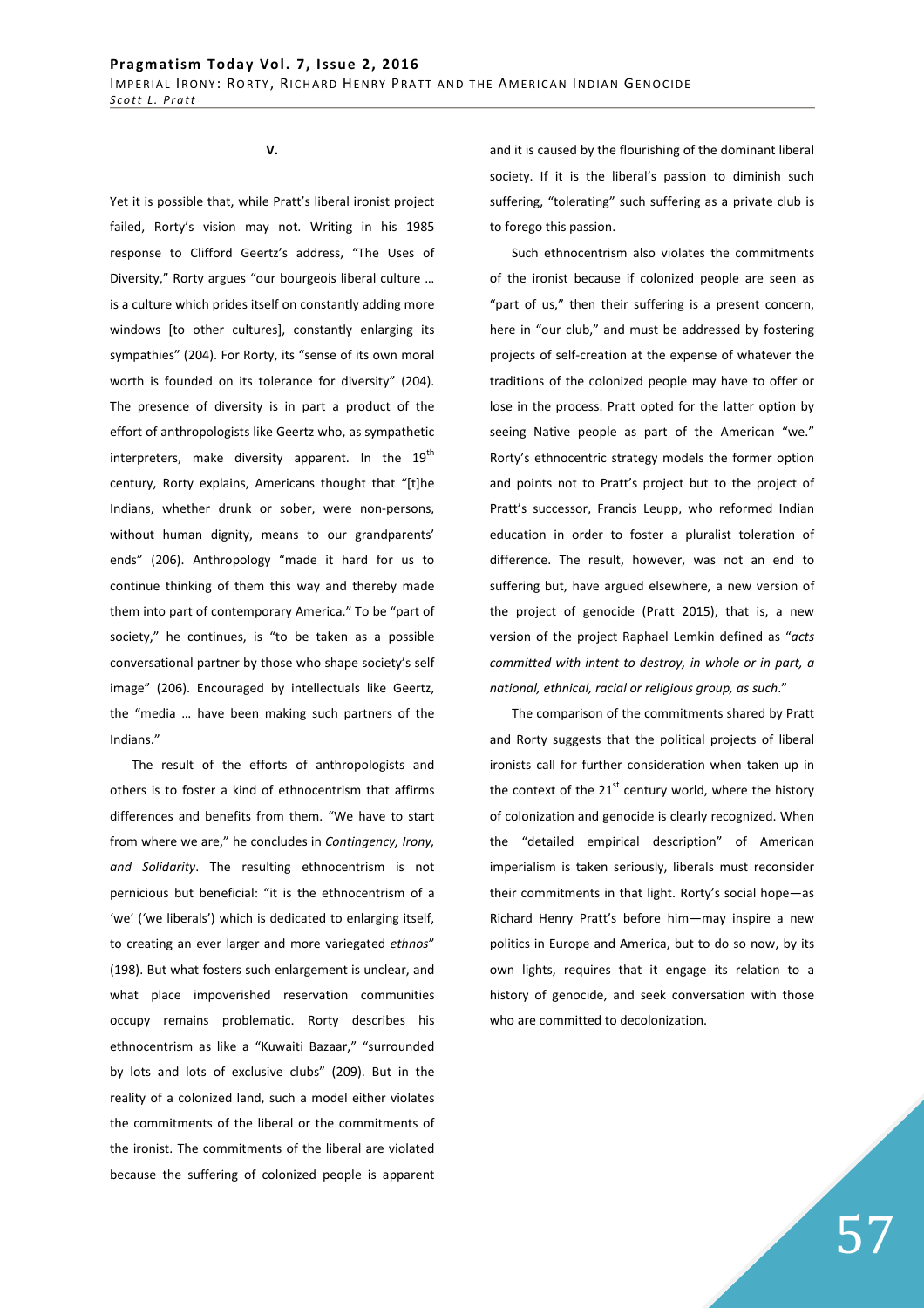## V.

Yet it is possible that, while Pratt's liberal ironist project failed, Rorty's vision may not. Writing in his 1985 response to Clifford Geertz's address, "The Uses of Diversity," Rorty argues "our bourgeois liberal culture … is a culture which prides itself on constantly adding more windows [to other cultures], constantly enlarging its sympathies" (204). For Rorty, its "sense of its own moral worth is founded on its tolerance for diversity" (204). The presence of diversity is in part a product of the effort of anthropologists like Geertz who, as sympathetic interpreters, make diversity apparent. In the 19th century, Rorty explains, Americans thought that "[t]he Indians, whether drunk or sober, were non-persons, without human dignity, means to our grandparents' ends" (206). Anthropology "made it hard for us to continue thinking of them this way and thereby made them into part of contemporary America." To be "part of society," he continues, is "to be taken as a possible conversational partner by those who shape society's self image" (206). Encouraged by intellectuals like Geertz, the "media … have been making such partners of the Indians."

The result of the efforts of anthropologists and others is to foster a kind of ethnocentrism that affirms differences and benefits from them. "We have to start from where we are," he concludes in *Contingency, Irony, and Solidarity*. The resulting ethnocentrism is not pernicious but beneficial: "it is the ethnocentrism of a 'we' ('we liberals') which is dedicated to enlarging itself, to creating an ever larger and more variegated *ethnos*" (198). But what fosters such enlargement is unclear, and what place impoverished reservation communities occupy remains problematic. Rorty describes his ethnocentrism as like a "Kuwaiti Bazaar," "surrounded by lots and lots of exclusive clubs" (209). But in the reality of a colonized land, such a model either violates the commitments of the liberal or the commitments of the ironist. The commitments of the liberal are violated because the suffering of colonized people is apparent and it is caused by the flourishing of the dominant liberal society. If it is the liberal's passion to diminish such suffering, "tolerating" such suffering as a private club is to forego this passion.

Such ethnocentrism also violates the commitments of the ironist because if colonized people are seen as "part of us," then their suffering is a present concern, here in "our club," and must be addressed by fostering projects of self-creation at the expense of whatever the traditions of the colonized people may have to offer or lose in the process. Pratt opted for the latter option by seeing Native people as part of the American "we." Rorty's ethnocentric strategy models the former option and points not to Pratt's project but to the project of Pratt's successor, Francis Leupp, who reformed Indian education in order to foster a pluralist toleration of difference. The result, however, was not an end to suffering but, have argued elsewhere, a new version of the project of genocide (Pratt 2015), that is, a new version of the project Raphael Lemkin defined as "*acts committed with intent to destroy, in whole or in part, a national, ethnical, racial or religious group, as such*."

The comparison of the commitments shared by Pratt and Rorty suggests that the political projects of liberal ironists call for further consideration when taken up in the context of the 21st century world, where the history of colonization and genocide is clearly recognized. When the "detailed empirical description" of American imperialism is taken seriously, liberals must reconsider their commitments in that light. Rorty's social hope—as Richard Henry Pratt's before him—may inspire a new politics in Europe and America, but to do so now, by its own lights, requires that it engage its relation to a history of genocide, and seek conversation with those who are committed to decolonization.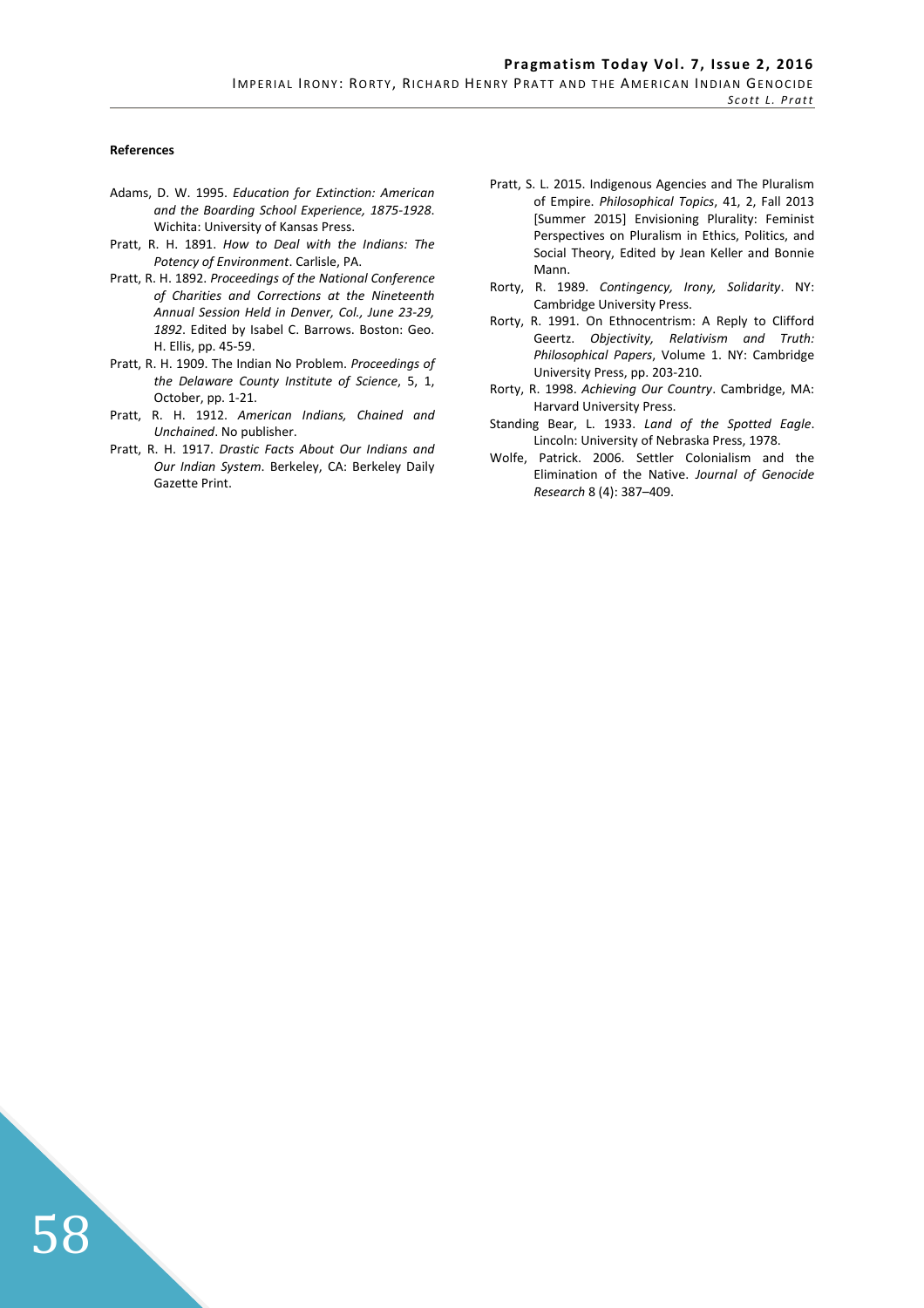**References**

Adams, D. W. 1995. *Education for Extinction: American and the Boarding School Experience, 1875-1928*. Wichita: University of Kansas Press.

Pratt, R. H. 1891. *How to Deal with the Indians: The Potency of Environment*. Carlisle, PA.

Pratt, R. H. 1892. *Proceedings of the National Conference of Charities and Corrections at the Nineteenth Annual Session Held in Denver, Col., June 23-29, 1892*. Edited by Isabel C. Barrows. Boston: Geo. H. Ellis, pp. 45-59.

Pratt, R. H. 1909. The Indian No Problem. *Proceedings of the Delaware County Institute of Science*, 5, 1, October, pp. 1-21.

Pratt, R. H. 1912. *American Indians, Chained and Unchained*. No publisher.

Pratt, R. H. 1917. *Drastic Facts About Our Indians and Our Indian System*. Berkeley, CA: Berkeley Daily Gazette Print.

Pratt, S. L. 2015. Indigenous Agencies and The Pluralism of Empire. *Philosophical Topics*, 41, 2, Fall 2013 [Summer 2015] Envisioning Plurality: Feminist Perspectives on Pluralism in Ethics, Politics, and Social Theory, Edited by Jean Keller and Bonnie Mann.

Rorty, R. 1989. *Contingency, Irony, Solidarity*. NY: Cambridge University Press.

Rorty, R. 1991. On Ethnocentrism: A Reply to Clifford Geertz. *Objectivity, Relativism and Truth: Philosophical Papers*, Volume 1. NY: Cambridge University Press, pp. 203-210.

Rorty, R. 1998. *Achieving Our Country*. Cambridge, MA: Harvard University Press.

Standing Bear, L. 1933. *Land of the Spotted Eagle*. Lincoln: University of Nebraska Press, 1978.

Wolfe, Patrick. 2006. Settler Colonialism and the Elimination of the Native. *Journal of Genocide Research* 8 (4): 387–409.